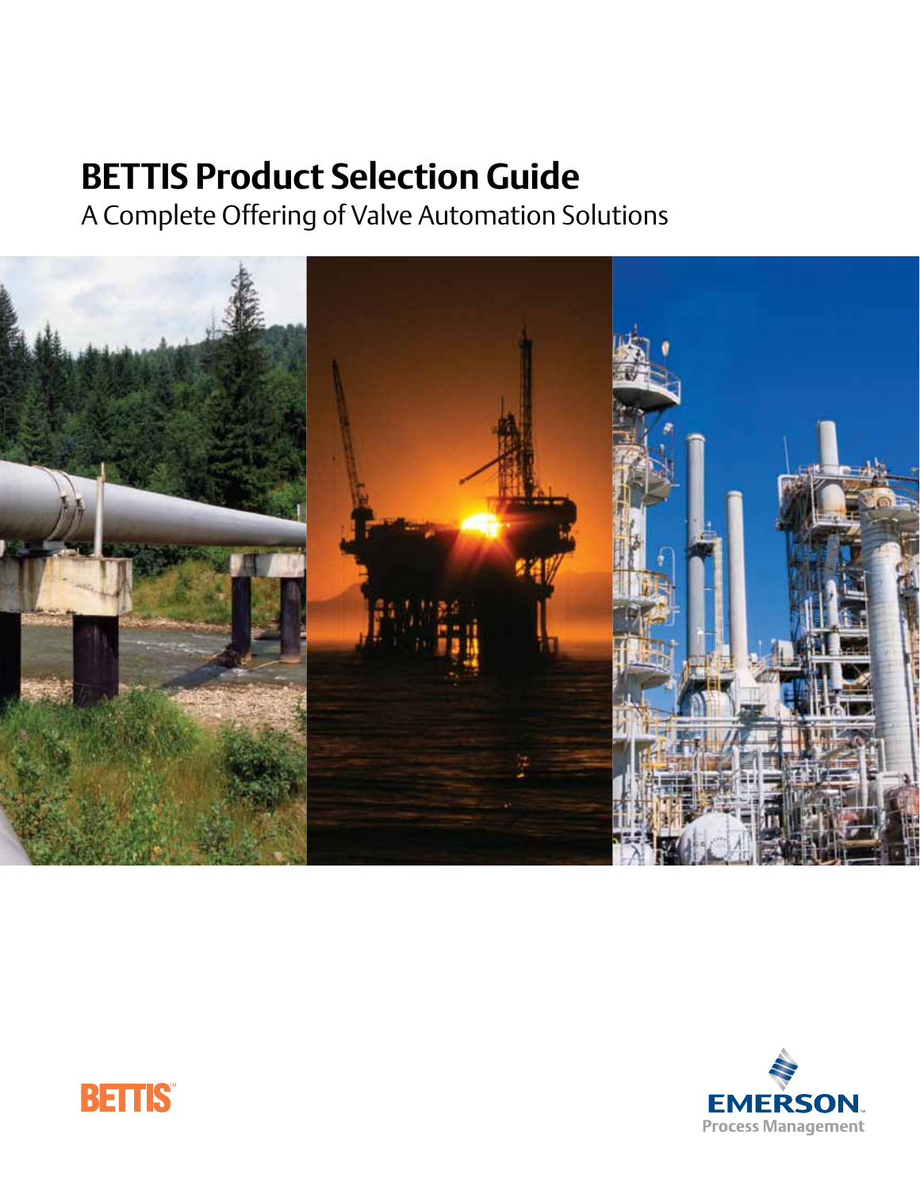# BETTIS Product Selection Guide

A Complete Offering of Valve Automation Solutions

BETTIS™

EMERSON™
Process Management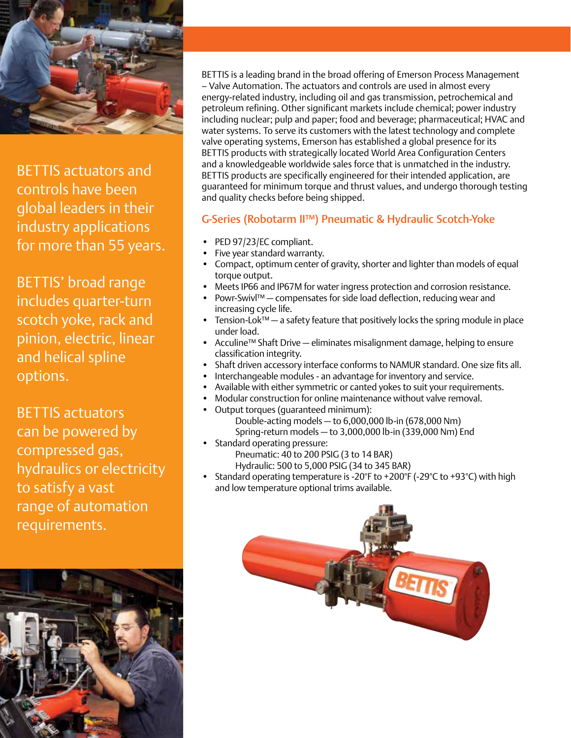BETTIS actuators and controls have been global leaders in their industry applications for more than 55 years.

BETTIS' broad range includes quarter-turn scotch yoke, rack and pinion, electric, linear and helical spline options.

BETTIS actuators can be powered by compressed gas, hydraulics or electricity to satisfy a vast range of automation requirements.

BETTIS is a leading brand in the broad offering of Emerson Process Management – Valve Automation. The actuators and controls are used in almost every energy-related industry, including oil and gas transmission, petrochemical and petroleum refining. Other significant markets include chemical; power industry including nuclear; pulp and paper; food and beverage; pharmaceutical; HVAC and water systems. To serve its customers with the latest technology and complete valve operating systems, Emerson has established a global presence for its BETTIS products with strategically located World Area Configuration Centers and a knowledgeable worldwide sales force that is unmatched in the industry. BETTIS products are specifically engineered for their intended application, are guaranteed for minimum torque and thrust values, and undergo thorough testing and quality checks before being shipped.

## G-Series (Robotarm II™) Pneumatic & Hydraulic Scotch-Yoke

- PED 97/23/EC compliant.
- Five year standard warranty.
- Compact, optimum center of gravity, shorter and lighter than models of equal torque output.
- Meets IP66 and IP67M for water ingress protection and corrosion resistance.
- Powr-Swivl™ — compensates for side load deflection, reducing wear and increasing cycle life.
- Tension-Lok™ — a safety feature that positively locks the spring module in place under load.
- Acculine™ Shaft Drive — eliminates misalignment damage, helping to ensure classification integrity.
- Shaft driven accessory interface conforms to NAMUR standard. One size fits all.
- Interchangeable modules - an advantage for inventory and service.
- Available with either symmetric or canted yokes to suit your requirements.
- Modular construction for online maintenance without valve removal.
- Output torques (guaranteed minimum):
  - Double-acting models — to 6,000,000 lb-in (678,000 Nm)
  - Spring-return models — to 3,000,000 lb-in (339,000 Nm) End
- Standard operating pressure:
  - Pneumatic: 40 to 200 PSIG (3 to 14 BAR)
  - Hydraulic: 500 to 5,000 PSIG (34 to 345 BAR)
- Standard operating temperature is -20°F to +200°F (-29°C to +93°C) with high and low temperature optional trims available.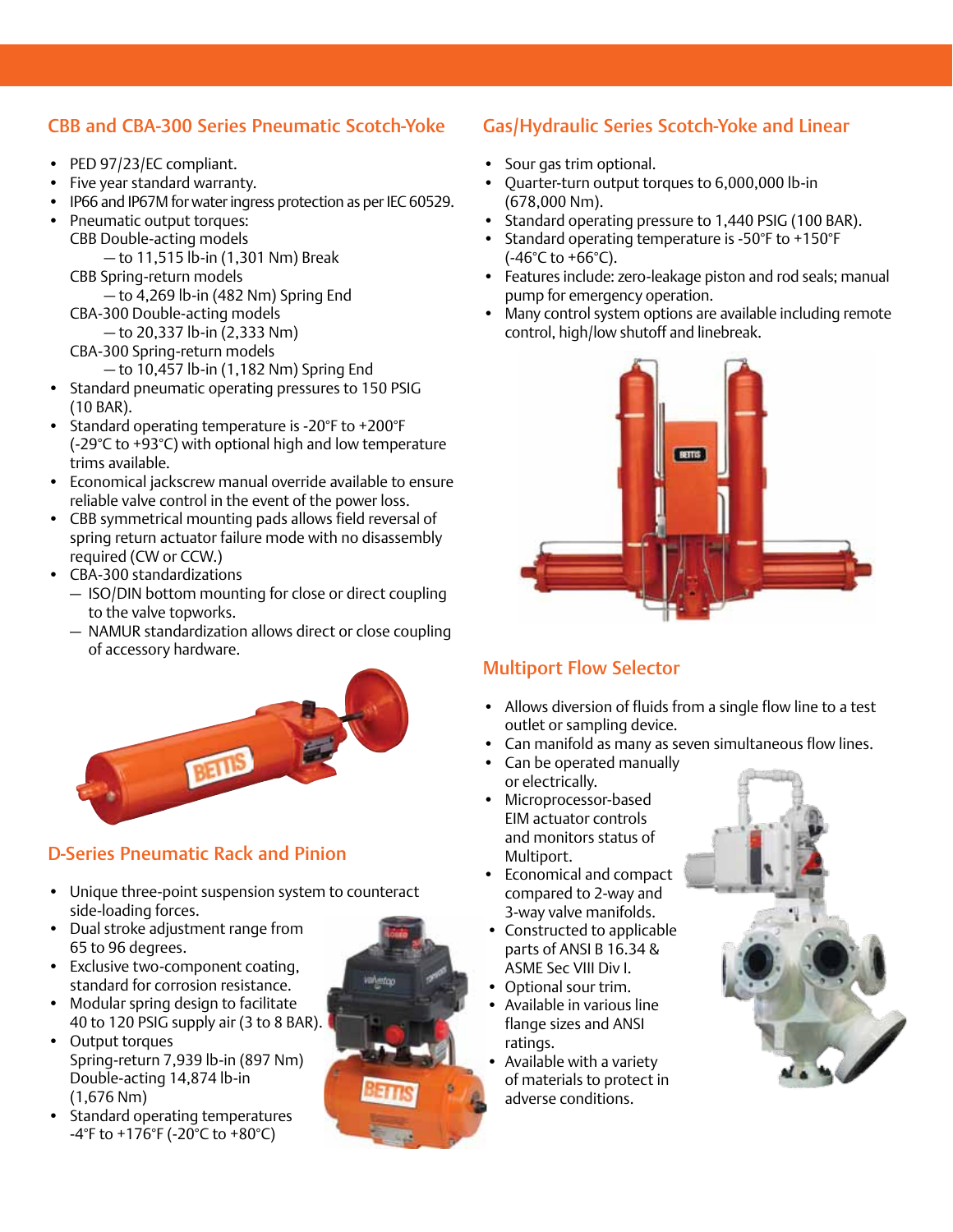## CBB and CBA-300 Series Pneumatic Scotch-Yoke

- PED 97/23/EC compliant.
- Five year standard warranty.
- IP66 and IP67M for water ingress protection as per IEC 60529.
- Pneumatic output torques:
  CBB Double-acting models
  — to 11,515 lb-in (1,301 Nm) Break
  CBB Spring-return models
  — to 4,269 lb-in (482 Nm) Spring End
  CBA-300 Double-acting models
  — to 20,337 lb-in (2,333 Nm)
  CBA-300 Spring-return models
  — to 10,457 lb-in (1,182 Nm) Spring End
- Standard pneumatic operating pressures to 150 PSIG (10 BAR).
- Standard operating temperature is -20°F to +200°F (-29°C to +93°C) with optional high and low temperature trims available.
- Economical jackscrew manual override available to ensure reliable valve control in the event of the power loss.
- CBB symmetrical mounting pads allows field reversal of spring return actuator failure mode with no disassembly required (CW or CCW.)
- CBA-300 standardizations
  - ISO/DIN bottom mounting for close or direct coupling to the valve topworks.
  - NAMUR standardization allows direct or close coupling of accessory hardware.

## D-Series Pneumatic Rack and Pinion

- Unique three-point suspension system to counteract side-loading forces.
- Dual stroke adjustment range from 65 to 96 degrees.
- Exclusive two-component coating, standard for corrosion resistance.
- Modular spring design to facilitate 40 to 120 PSIG supply air (3 to 8 BAR).
- Output torques
  Spring-return 7,939 lb-in (897 Nm)
  Double-acting 14,874 lb-in (1,676 Nm)
- Standard operating temperatures -4°F to +176°F (-20°C to +80°C)

## Gas/Hydraulic Series Scotch-Yoke and Linear

- Sour gas trim optional.
- Quarter-turn output torques to 6,000,000 lb-in (678,000 Nm).
- Standard operating pressure to 1,440 PSIG (100 BAR).
- Standard operating temperature is -50°F to +150°F (-46°C to +66°C).
- Features include: zero-leakage piston and rod seals; manual pump for emergency operation.
- Many control system options are available including remote control, high/low shutoff and linebreak.

## Multiport Flow Selector

- Allows diversion of fluids from a single flow line to a test outlet or sampling device.
- Can manifold as many as seven simultaneous flow lines.
- Can be operated manually or electrically.
- Microprocessor-based EIM actuator controls and monitors status of Multiport.
- Economical and compact compared to 2-way and 3-way valve manifolds.
- Constructed to applicable parts of ANSI B 16.34 & ASME Sec VIII Div I.
- Optional sour trim.
- Available in various line flange sizes and ANSI ratings.
- Available with a variety of materials to protect in adverse conditions.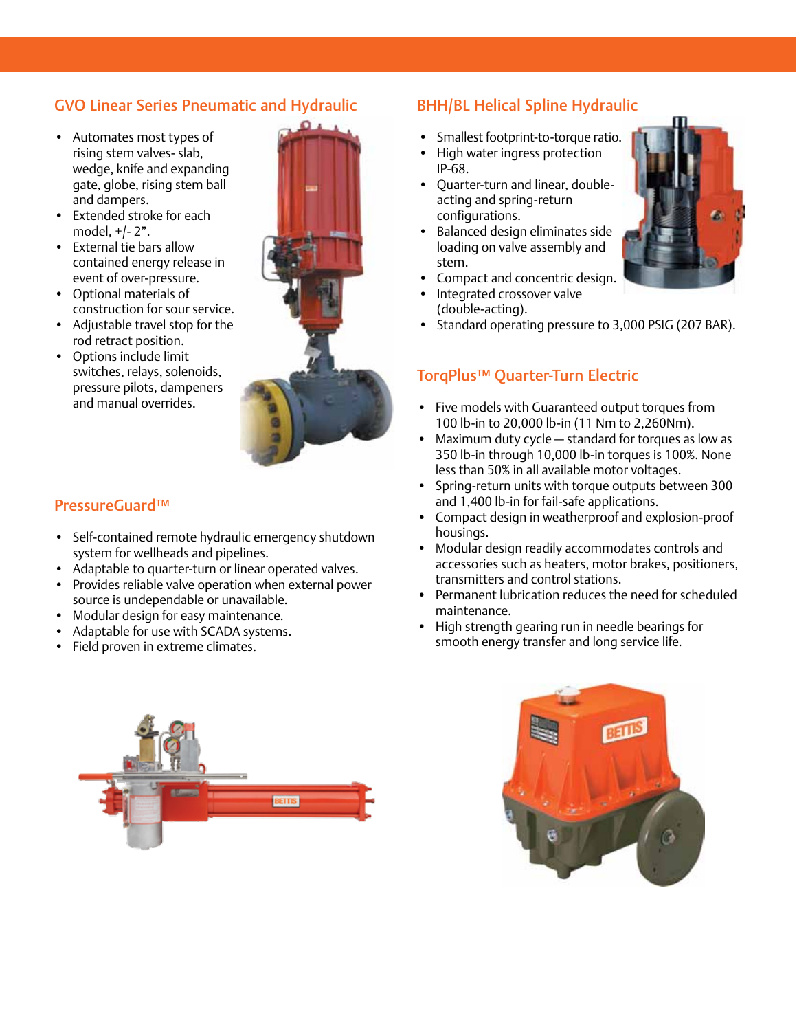## GVO Linear Series Pneumatic and Hydraulic

- Automates most types of rising stem valves- slab, wedge, knife and expanding gate, globe, rising stem ball and dampers.
- Extended stroke for each model, +/- 2”.
- External tie bars allow contained energy release in event of over-pressure.
- Optional materials of construction for sour service.
- Adjustable travel stop for the rod retract position.
- Options include limit switches, relays, solenoids, pressure pilots, dampeners and manual overrides.

## PressureGuard™

- Self-contained remote hydraulic emergency shutdown system for wellheads and pipelines.
- Adaptable to quarter-turn or linear operated valves.
- Provides reliable valve operation when external power source is undependable or unavailable.
- Modular design for easy maintenance.
- Adaptable for use with SCADA systems.
- Field proven in extreme climates.

## BHH/BL Helical Spline Hydraulic

- Smallest footprint-to-torque ratio.
- High water ingress protection IP-68.
- Quarter-turn and linear, double-acting and spring-return configurations.
- Balanced design eliminates side loading on valve assembly and stem.
- Compact and concentric design.
- Integrated crossover valve (double-acting).
- Standard operating pressure to 3,000 PSIG (207 BAR).

## TorqPlus™ Quarter-Turn Electric

- Five models with Guaranteed output torques from 100 lb-in to 20,000 lb-in (11 Nm to 2,260Nm).
- Maximum duty cycle — standard for torques as low as 350 lb-in through 10,000 lb-in torques is 100%. None less than 50% in all available motor voltages.
- Spring-return units with torque outputs between 300 and 1,400 lb-in for fail-safe applications.
- Compact design in weatherproof and explosion-proof housings.
- Modular design readily accommodates controls and accessories such as heaters, motor brakes, positioners, transmitters and control stations.
- Permanent lubrication reduces the need for scheduled maintenance.
- High strength gearing run in needle bearings for smooth energy transfer and long service life.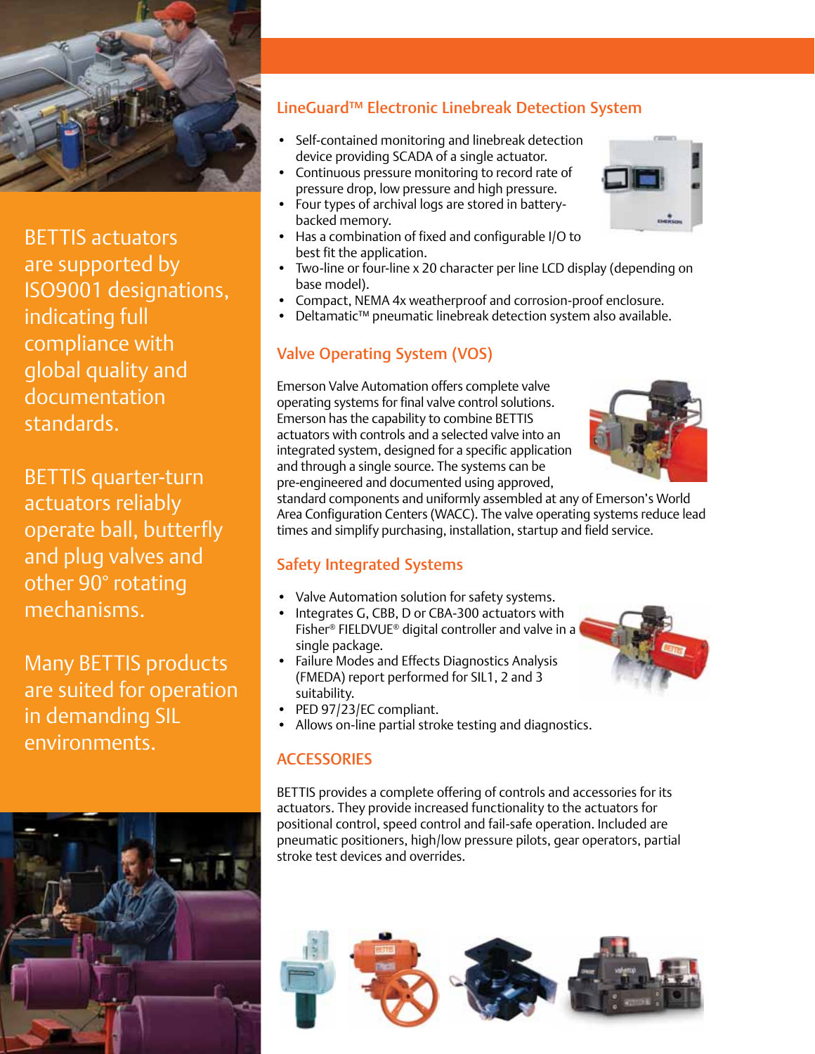BETTIS actuators are supported by ISO9001 designations, indicating full compliance with global quality and documentation standards.

BETTIS quarter-turn actuators reliably operate ball, butterfly and plug valves and other 90° rotating mechanisms.

Many BETTIS products are suited for operation in demanding SIL environments.

## LineGuard™ Electronic Linebreak Detection System

- Self-contained monitoring and linebreak detection device providing SCADA of a single actuator.
- Continuous pressure monitoring to record rate of pressure drop, low pressure and high pressure.
- Four types of archival logs are stored in battery-backed memory.
- Has a combination of fixed and configurable I/O to best fit the application.
- Two-line or four-line x 20 character per line LCD display (depending on base model).
- Compact, NEMA 4x weatherproof and corrosion-proof enclosure.
- Deltamatic™ pneumatic linebreak detection system also available.

## Valve Operating System (VOS)

Emerson Valve Automation offers complete valve operating systems for final valve control solutions. Emerson has the capability to combine BETTIS actuators with controls and a selected valve into an integrated system, designed for a specific application and through a single source. The systems can be pre-engineered and documented using approved, standard components and uniformly assembled at any of Emerson's World Area Configuration Centers (WACC). The valve operating systems reduce lead times and simplify purchasing, installation, startup and field service.

## Safety Integrated Systems

- Valve Automation solution for safety systems.
- Integrates G, CBB, D or CBA-300 actuators with Fisher® FIELDVUE® digital controller and valve in a single package.
- Failure Modes and Effects Diagnostics Analysis (FMEDA) report performed for SIL1, 2 and 3 suitability.
- PED 97/23/EC compliant.
- Allows on-line partial stroke testing and diagnostics.

## ACCESSORIES

BETTIS provides a complete offering of controls and accessories for its actuators. They provide increased functionality to the actuators for positional control, speed control and fail-safe operation. Included are pneumatic positioners, high/low pressure pilots, gear operators, partial stroke test devices and overrides.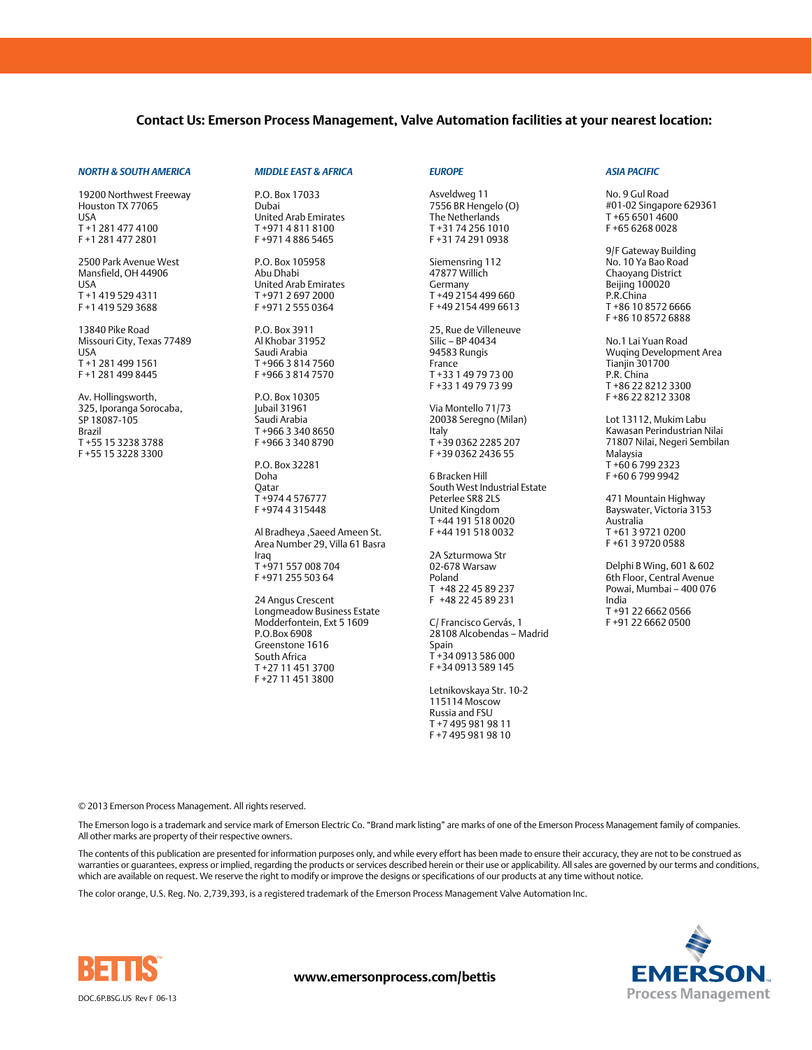**Contact Us: Emerson Process Management, Valve Automation facilities at your nearest location:**

### *NORTH & SOUTH AMERICA*

19200 Northwest Freeway
Houston TX 77065
USA
T +1 281 477 4100
F +1 281 477 2801

2500 Park Avenue West
Mansfield, OH 44906
USA
T +1 419 529 4311
F +1 419 529 3688

13840 Pike Road
Missouri City, Texas 77489
USA
T +1 281 499 1561
F +1 281 499 8445

Av. Hollingsworth,
325, Iporanga Sorocaba,
SP 18087-105
Brazil
T +55 15 3238 3788
F +55 15 3228 3300

### *MIDDLE EAST & AFRICA*

P.O. Box 17033
Dubai
United Arab Emirates
T +971 4 811 8100
F +971 4 886 5465

P.O. Box 105958
Abu Dhabi
United Arab Emirates
T +971 2 697 2000
F +971 2 555 0364

P.O. Box 3911
Al Khobar 31952
Saudi Arabia
T +966 3 814 7560
F +966 3 814 7570

P.O. Box 10305
Jubail 31961
Saudi Arabia
T +966 3 340 8650
F +966 3 340 8790

P.O. Box 32281
Doha
Qatar
T +974 4 576777
F +974 4 315448

Al Bradheya ,Saeed Ameen St.
Area Number 29, Villa 61 Basra
Iraq
T +971 557 008 704
F +971 255 503 64

24 Angus Crescent
Longmeadow Business Estate
Modderfontein, Ext 5 1609
P.O.Box 6908
Greenstone 1616
South Africa
T +27 11 451 3700
F +27 11 451 3800

### *EUROPE*

Asveldweg 11
7556 BR Hengelo (O)
The Netherlands
T +31 74 256 1010
F +31 74 291 0938

Siemensring 112
47877 Willich
Germany
T +49 2154 499 660
F +49 2154 499 6613

25, Rue de Villeneuve
Silic – BP 40434
94583 Rungis
France
T +33 1 49 79 73 00
F +33 1 49 79 73 99

Via Montello 71/73
20038 Seregno (Milan)
Italy
T +39 0362 2285 207
F +39 0362 2436 55

6 Bracken Hill
South West Industrial Estate
Peterlee SR8 2LS
United Kingdom
T +44 191 518 0020
F +44 191 518 0032

2A Szturmowa Str
02-678 Warsaw
Poland
T +48 22 45 89 237
F +48 22 45 89 231

C/ Francisco Gervás, 1
28108 Alcobendas – Madrid
Spain
T +34 0913 586 000
F +34 0913 589 145

Letnikovskaya Str. 10-2
115114 Moscow
Russia and FSU
T +7 495 981 98 11
F +7 495 981 98 10

### *ASIA PACIFIC*

No. 9 Gul Road
#01-02 Singapore 629361
T +65 6501 4600
F +65 6268 0028

9/F Gateway Building
No. 10 Ya Bao Road
Chaoyang District
Beijing 100020
P.R.China
T +86 10 8572 6666
F +86 10 8572 6888

No.1 Lai Yuan Road
Wuqing Development Area
Tianjin 301700
P.R. China
T +86 22 8212 3300
F +86 22 8212 3308

Lot 13112, Mukim Labu
Kawasan Perindustrian Nilai
71807 Nilai, Negeri Sembilan
Malaysia
T +60 6 799 2323
F +60 6 799 9942

471 Mountain Highway
Bayswater, Victoria 3153
Australia
T +61 3 9721 0200
F +61 3 9720 0588

Delphi B Wing, 601 & 602
6th Floor, Central Avenue
Powai, Mumbai – 400 076
India
T +91 22 6662 0566
F +91 22 6662 0500

© 2013 Emerson Process Management. All rights reserved.

The Emerson logo is a trademark and service mark of Emerson Electric Co. "Brand mark listing" are marks of one of the Emerson Process Management family of companies. All other marks are property of their respective owners.

The contents of this publication are presented for information purposes only, and while every effort has been made to ensure their accuracy, they are not to be construed as warranties or guarantees, express or implied, regarding the products or services described herein or their use or applicability. All sales are governed by our terms and conditions, which are available on request. We reserve the right to modify or improve the designs or specifications of our products at any time without notice.

The color orange, U.S. Reg. No. 2,739,393, is a registered trademark of the Emerson Process Management Valve Automation Inc.

BETTIS™

**www.emersonprocess.com/bettis**

EMERSON. Process Management

DOC.6P.BSG.US Rev F 06-13